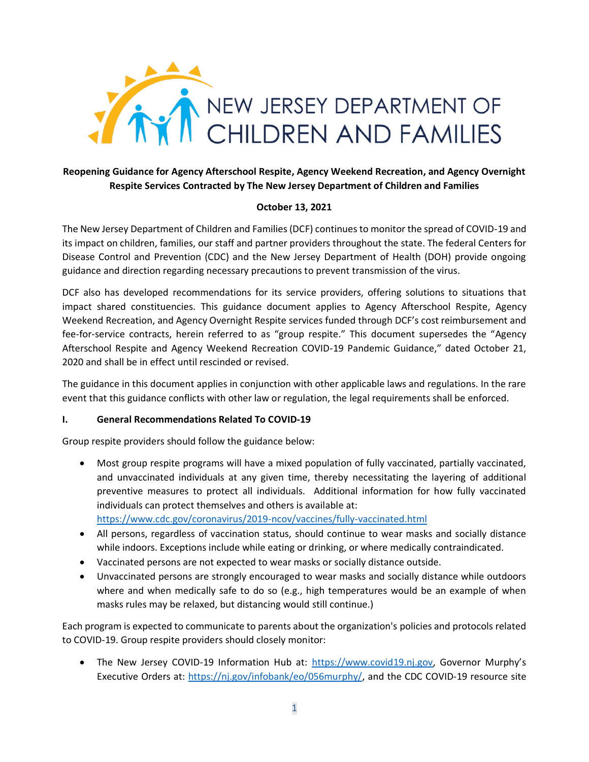NEW JERSEY DEPARTMENT OF CHILDREN AND FAMILIES

**Reopening Guidance for Agency Afterschool Respite, Agency Weekend Recreation, and Agency Overnight Respite Services Contracted by The New Jersey Department of Children and Families**

**October 13, 2021**

The New Jersey Department of Children and Families (DCF) continues to monitor the spread of COVID-19 and its impact on children, families, our staff and partner providers throughout the state. The federal Centers for Disease Control and Prevention (CDC) and the New Jersey Department of Health (DOH) provide ongoing guidance and direction regarding necessary precautions to prevent transmission of the virus.

DCF also has developed recommendations for its service providers, offering solutions to situations that impact shared constituencies. This guidance document applies to Agency Afterschool Respite, Agency Weekend Recreation, and Agency Overnight Respite services funded through DCF's cost reimbursement and fee-for-service contracts, herein referred to as "group respite." This document supersedes the "Agency Afterschool Respite and Agency Weekend Recreation COVID-19 Pandemic Guidance," dated October 21, 2020 and shall be in effect until rescinded or revised.

The guidance in this document applies in conjunction with other applicable laws and regulations. In the rare event that this guidance conflicts with other law or regulation, the legal requirements shall be enforced.

## I. General Recommendations Related To COVID-19

Group respite providers should follow the guidance below:

- Most group respite programs will have a mixed population of fully vaccinated, partially vaccinated, and unvaccinated individuals at any given time, thereby necessitating the layering of additional preventive measures to protect all individuals. Additional information for how fully vaccinated individuals can protect themselves and others is available at: https://www.cdc.gov/coronavirus/2019-ncov/vaccines/fully-vaccinated.html
- All persons, regardless of vaccination status, should continue to wear masks and socially distance while indoors. Exceptions include while eating or drinking, or where medically contraindicated.
- Vaccinated persons are not expected to wear masks or socially distance outside.
- Unvaccinated persons are strongly encouraged to wear masks and socially distance while outdoors where and when medically safe to do so (e.g., high temperatures would be an example of when masks rules may be relaxed, but distancing would still continue.)

Each program is expected to communicate to parents about the organization's policies and protocols related to COVID-19. Group respite providers should closely monitor:

- The New Jersey COVID-19 Information Hub at: https://www.covid19.nj.gov, Governor Murphy's Executive Orders at: https://nj.gov/infobank/eo/056murphy/, and the CDC COVID-19 resource site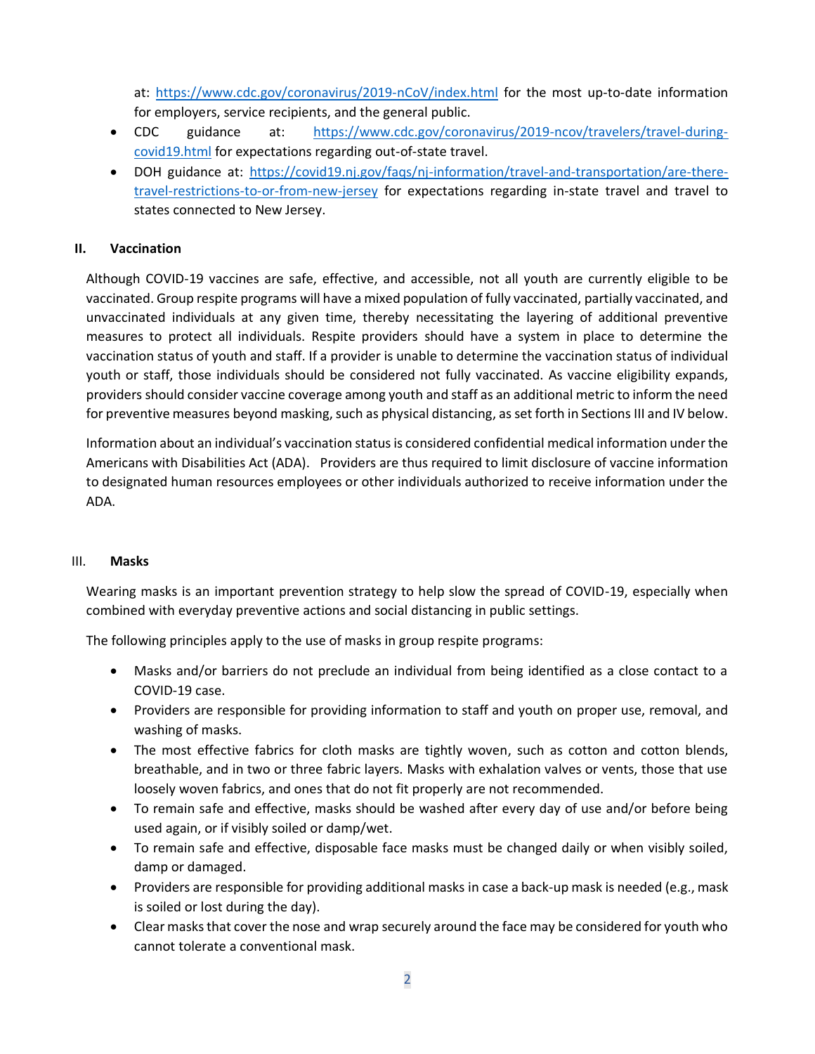at: [https://www.cdc.gov/coronavirus/2019-nCoV/index.html](https://www.cdc.gov/coronavirus/2019-nCoV/index.html) for the most up-to-date information for employers, service recipients, and the general public.

- CDC guidance at: [https://www.cdc.gov/coronavirus/2019-ncov/travelers/travel-during-covid19.html](https://www.cdc.gov/coronavirus/2019-ncov/travelers/travel-during-covid19.html) for expectations regarding out-of-state travel.
- DOH guidance at: [https://covid19.nj.gov/faqs/nj-information/travel-and-transportation/are-there-travel-restrictions-to-or-from-new-jersey](https://covid19.nj.gov/faqs/nj-information/travel-and-transportation/are-there-travel-restrictions-to-or-from-new-jersey) for expectations regarding in-state travel and travel to states connected to New Jersey.

## II. Vaccination

Although COVID-19 vaccines are safe, effective, and accessible, not all youth are currently eligible to be vaccinated. Group respite programs will have a mixed population of fully vaccinated, partially vaccinated, and unvaccinated individuals at any given time, thereby necessitating the layering of additional preventive measures to protect all individuals. Respite providers should have a system in place to determine the vaccination status of youth and staff. If a provider is unable to determine the vaccination status of individual youth or staff, those individuals should be considered not fully vaccinated. As vaccine eligibility expands, providers should consider vaccine coverage among youth and staff as an additional metric to inform the need for preventive measures beyond masking, such as physical distancing, as set forth in Sections III and IV below.

Information about an individual's vaccination status is considered confidential medical information under the Americans with Disabilities Act (ADA). Providers are thus required to limit disclosure of vaccine information to designated human resources employees or other individuals authorized to receive information under the ADA.

## III. Masks

Wearing masks is an important prevention strategy to help slow the spread of COVID-19, especially when combined with everyday preventive actions and social distancing in public settings.

The following principles apply to the use of masks in group respite programs:

- Masks and/or barriers do not preclude an individual from being identified as a close contact to a COVID-19 case.
- Providers are responsible for providing information to staff and youth on proper use, removal, and washing of masks.
- The most effective fabrics for cloth masks are tightly woven, such as cotton and cotton blends, breathable, and in two or three fabric layers. Masks with exhalation valves or vents, those that use loosely woven fabrics, and ones that do not fit properly are not recommended.
- To remain safe and effective, masks should be washed after every day of use and/or before being used again, or if visibly soiled or damp/wet.
- To remain safe and effective, disposable face masks must be changed daily or when visibly soiled, damp or damaged.
- Providers are responsible for providing additional masks in case a back-up mask is needed (e.g., mask is soiled or lost during the day).
- Clear masks that cover the nose and wrap securely around the face may be considered for youth who cannot tolerate a conventional mask.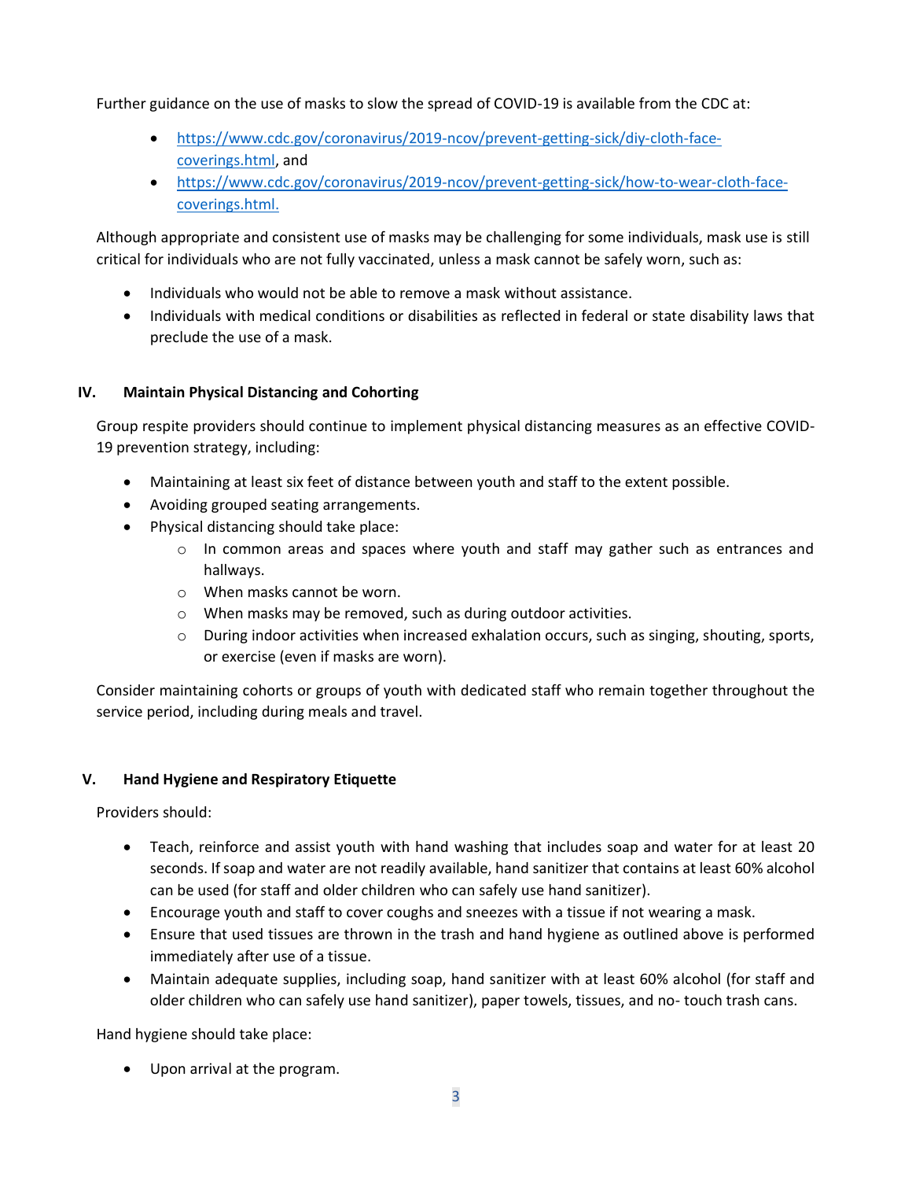Further guidance on the use of masks to slow the spread of COVID-19 is available from the CDC at:

- https://www.cdc.gov/coronavirus/2019-ncov/prevent-getting-sick/diy-cloth-face-coverings.html, and
- https://www.cdc.gov/coronavirus/2019-ncov/prevent-getting-sick/how-to-wear-cloth-face-coverings.html.

Although appropriate and consistent use of masks may be challenging for some individuals, mask use is still critical for individuals who are not fully vaccinated, unless a mask cannot be safely worn, such as:

- Individuals who would not be able to remove a mask without assistance.
- Individuals with medical conditions or disabilities as reflected in federal or state disability laws that preclude the use of a mask.

## IV. Maintain Physical Distancing and Cohorting

Group respite providers should continue to implement physical distancing measures as an effective COVID-19 prevention strategy, including:

- Maintaining at least six feet of distance between youth and staff to the extent possible.
- Avoiding grouped seating arrangements.
- Physical distancing should take place:
  - In common areas and spaces where youth and staff may gather such as entrances and hallways.
  - When masks cannot be worn.
  - When masks may be removed, such as during outdoor activities.
  - During indoor activities when increased exhalation occurs, such as singing, shouting, sports, or exercise (even if masks are worn).

Consider maintaining cohorts or groups of youth with dedicated staff who remain together throughout the service period, including during meals and travel.

## V. Hand Hygiene and Respiratory Etiquette

Providers should:

- Teach, reinforce and assist youth with hand washing that includes soap and water for at least 20 seconds. If soap and water are not readily available, hand sanitizer that contains at least 60% alcohol can be used (for staff and older children who can safely use hand sanitizer).
- Encourage youth and staff to cover coughs and sneezes with a tissue if not wearing a mask.
- Ensure that used tissues are thrown in the trash and hand hygiene as outlined above is performed immediately after use of a tissue.
- Maintain adequate supplies, including soap, hand sanitizer with at least 60% alcohol (for staff and older children who can safely use hand sanitizer), paper towels, tissues, and no- touch trash cans.

Hand hygiene should take place:

- Upon arrival at the program.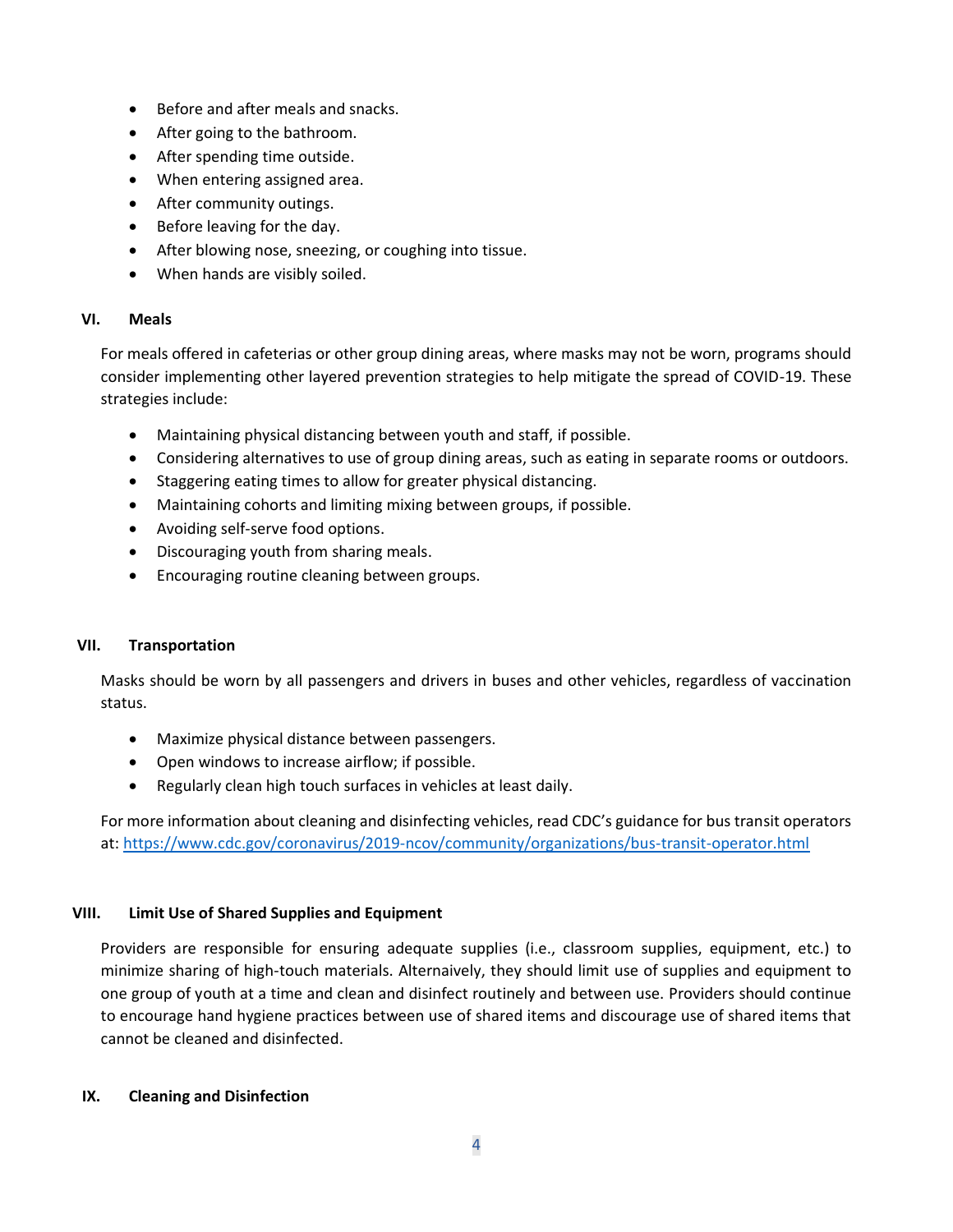- Before and after meals and snacks.
- After going to the bathroom.
- After spending time outside.
- When entering assigned area.
- After community outings.
- Before leaving for the day.
- After blowing nose, sneezing, or coughing into tissue.
- When hands are visibly soiled.

## VI. Meals

For meals offered in cafeterias or other group dining areas, where masks may not be worn, programs should consider implementing other layered prevention strategies to help mitigate the spread of COVID-19. These strategies include:

- Maintaining physical distancing between youth and staff, if possible.
- Considering alternatives to use of group dining areas, such as eating in separate rooms or outdoors.
- Staggering eating times to allow for greater physical distancing.
- Maintaining cohorts and limiting mixing between groups, if possible.
- Avoiding self-serve food options.
- Discouraging youth from sharing meals.
- Encouraging routine cleaning between groups.

## VII. Transportation

Masks should be worn by all passengers and drivers in buses and other vehicles, regardless of vaccination status.

- Maximize physical distance between passengers.
- Open windows to increase airflow; if possible.
- Regularly clean high touch surfaces in vehicles at least daily.

For more information about cleaning and disinfecting vehicles, read CDC's guidance for bus transit operators at: https://www.cdc.gov/coronavirus/2019-ncov/community/organizations/bus-transit-operator.html

## VIII. Limit Use of Shared Supplies and Equipment

Providers are responsible for ensuring adequate supplies (i.e., classroom supplies, equipment, etc.) to minimize sharing of high-touch materials. Alternaively, they should limit use of supplies and equipment to one group of youth at a time and clean and disinfect routinely and between use. Providers should continue to encourage hand hygiene practices between use of shared items and discourage use of shared items that cannot be cleaned and disinfected.

## IX. Cleaning and Disinfection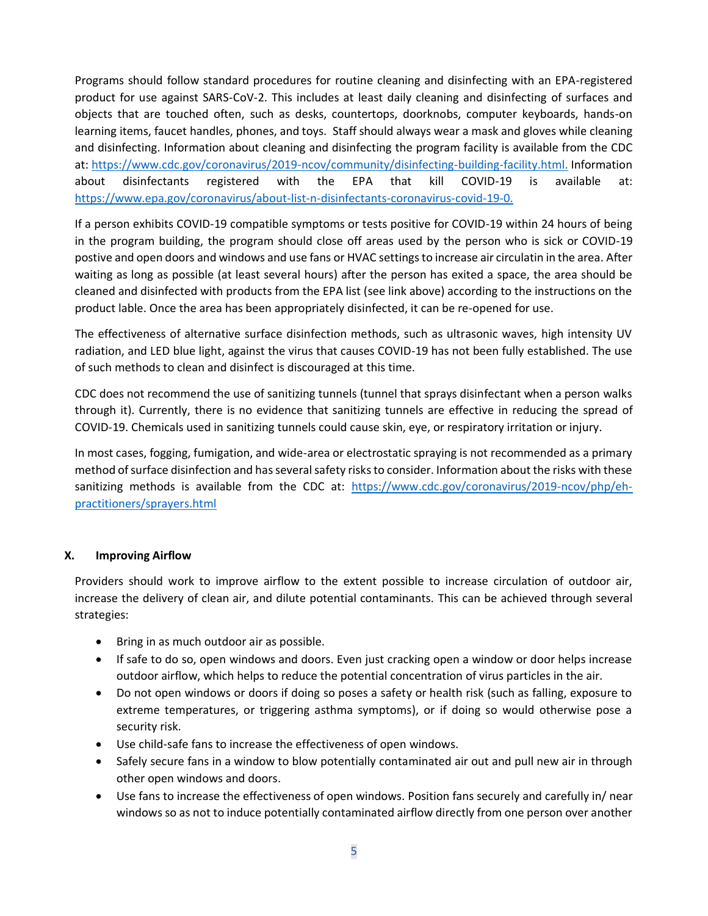Programs should follow standard procedures for routine cleaning and disinfecting with an EPA-registered product for use against SARS-CoV-2. This includes at least daily cleaning and disinfecting of surfaces and objects that are touched often, such as desks, countertops, doorknobs, computer keyboards, hands-on learning items, faucet handles, phones, and toys. Staff should always wear a mask and gloves while cleaning and disinfecting. Information about cleaning and disinfecting the program facility is available from the CDC at: https://www.cdc.gov/coronavirus/2019-ncov/community/disinfecting-building-facility.html. Information about disinfectants registered with the EPA that kill COVID-19 is available at: https://www.epa.gov/coronavirus/about-list-n-disinfectants-coronavirus-covid-19-0.

If a person exhibits COVID-19 compatible symptoms or tests positive for COVID-19 within 24 hours of being in the program building, the program should close off areas used by the person who is sick or COVID-19 postive and open doors and windows and use fans or HVAC settings to increase air circulatin in the area. After waiting as long as possible (at least several hours) after the person has exited a space, the area should be cleaned and disinfected with products from the EPA list (see link above) according to the instructions on the product lable. Once the area has been appropriately disinfected, it can be re-opened for use.

The effectiveness of alternative surface disinfection methods, such as ultrasonic waves, high intensity UV radiation, and LED blue light, against the virus that causes COVID-19 has not been fully established. The use of such methods to clean and disinfect is discouraged at this time.

CDC does not recommend the use of sanitizing tunnels (tunnel that sprays disinfectant when a person walks through it). Currently, there is no evidence that sanitizing tunnels are effective in reducing the spread of COVID-19. Chemicals used in sanitizing tunnels could cause skin, eye, or respiratory irritation or injury.

In most cases, fogging, fumigation, and wide-area or electrostatic spraying is not recommended as a primary method of surface disinfection and has several safety risks to consider. Information about the risks with these sanitizing methods is available from the CDC at: https://www.cdc.gov/coronavirus/2019-ncov/php/eh-practitioners/sprayers.html

## X. Improving Airflow

Providers should work to improve airflow to the extent possible to increase circulation of outdoor air, increase the delivery of clean air, and dilute potential contaminants. This can be achieved through several strategies:

- Bring in as much outdoor air as possible.
- If safe to do so, open windows and doors. Even just cracking open a window or door helps increase outdoor airflow, which helps to reduce the potential concentration of virus particles in the air.
- Do not open windows or doors if doing so poses a safety or health risk (such as falling, exposure to extreme temperatures, or triggering asthma symptoms), or if doing so would otherwise pose a security risk.
- Use child-safe fans to increase the effectiveness of open windows.
- Safely secure fans in a window to blow potentially contaminated air out and pull new air in through other open windows and doors.
- Use fans to increase the effectiveness of open windows. Position fans securely and carefully in/ near windows so as not to induce potentially contaminated airflow directly from one person over another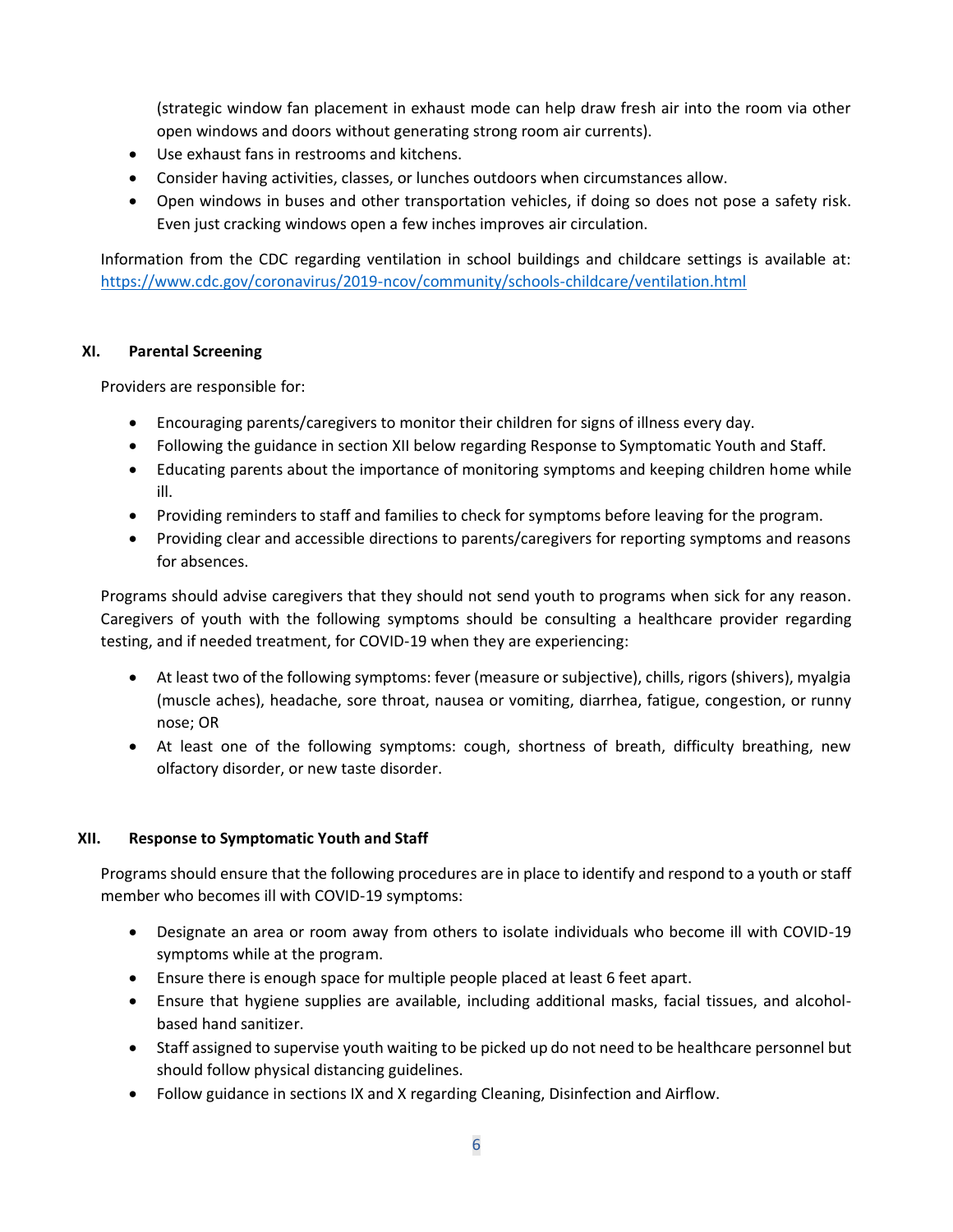(strategic window fan placement in exhaust mode can help draw fresh air into the room via other open windows and doors without generating strong room air currents).

- Use exhaust fans in restrooms and kitchens.
- Consider having activities, classes, or lunches outdoors when circumstances allow.
- Open windows in buses and other transportation vehicles, if doing so does not pose a safety risk. Even just cracking windows open a few inches improves air circulation.

Information from the CDC regarding ventilation in school buildings and childcare settings is available at: [https://www.cdc.gov/coronavirus/2019-ncov/community/schools-childcare/ventilation.html](https://www.cdc.gov/coronavirus/2019-ncov/community/schools-childcare/ventilation.html)

## XI. Parental Screening

Providers are responsible for:

- Encouraging parents/caregivers to monitor their children for signs of illness every day.
- Following the guidance in section XII below regarding Response to Symptomatic Youth and Staff.
- Educating parents about the importance of monitoring symptoms and keeping children home while ill.
- Providing reminders to staff and families to check for symptoms before leaving for the program.
- Providing clear and accessible directions to parents/caregivers for reporting symptoms and reasons for absences.

Programs should advise caregivers that they should not send youth to programs when sick for any reason. Caregivers of youth with the following symptoms should be consulting a healthcare provider regarding testing, and if needed treatment, for COVID-19 when they are experiencing:

- At least two of the following symptoms: fever (measure or subjective), chills, rigors (shivers), myalgia (muscle aches), headache, sore throat, nausea or vomiting, diarrhea, fatigue, congestion, or runny nose; OR
- At least one of the following symptoms: cough, shortness of breath, difficulty breathing, new olfactory disorder, or new taste disorder.

## XII. Response to Symptomatic Youth and Staff

Programs should ensure that the following procedures are in place to identify and respond to a youth or staff member who becomes ill with COVID-19 symptoms:

- Designate an area or room away from others to isolate individuals who become ill with COVID-19 symptoms while at the program.
- Ensure there is enough space for multiple people placed at least 6 feet apart.
- Ensure that hygiene supplies are available, including additional masks, facial tissues, and alcohol-based hand sanitizer.
- Staff assigned to supervise youth waiting to be picked up do not need to be healthcare personnel but should follow physical distancing guidelines.
- Follow guidance in sections IX and X regarding Cleaning, Disinfection and Airflow.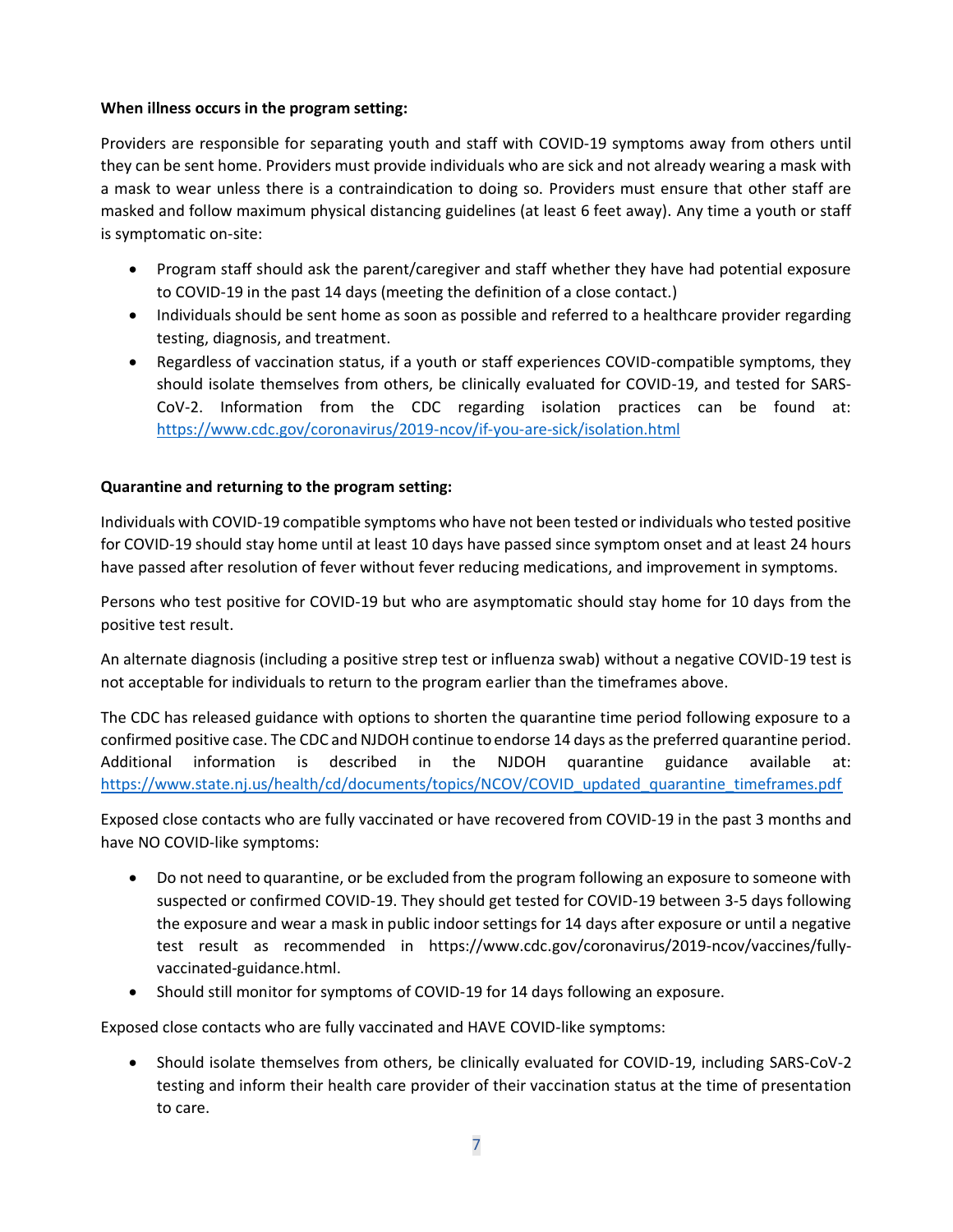**When illness occurs in the program setting:**

Providers are responsible for separating youth and staff with COVID-19 symptoms away from others until they can be sent home. Providers must provide individuals who are sick and not already wearing a mask with a mask to wear unless there is a contraindication to doing so. Providers must ensure that other staff are masked and follow maximum physical distancing guidelines (at least 6 feet away). Any time a youth or staff is symptomatic on-site:

- Program staff should ask the parent/caregiver and staff whether they have had potential exposure to COVID-19 in the past 14 days (meeting the definition of a close contact.)
- Individuals should be sent home as soon as possible and referred to a healthcare provider regarding testing, diagnosis, and treatment.
- Regardless of vaccination status, if a youth or staff experiences COVID-compatible symptoms, they should isolate themselves from others, be clinically evaluated for COVID-19, and tested for SARS-CoV-2. Information from the CDC regarding isolation practices can be found at: https://www.cdc.gov/coronavirus/2019-ncov/if-you-are-sick/isolation.html

**Quarantine and returning to the program setting:**

Individuals with COVID-19 compatible symptoms who have not been tested or individuals who tested positive for COVID-19 should stay home until at least 10 days have passed since symptom onset and at least 24 hours have passed after resolution of fever without fever reducing medications, and improvement in symptoms.

Persons who test positive for COVID-19 but who are asymptomatic should stay home for 10 days from the positive test result.

An alternate diagnosis (including a positive strep test or influenza swab) without a negative COVID-19 test is not acceptable for individuals to return to the program earlier than the timeframes above.

The CDC has released guidance with options to shorten the quarantine time period following exposure to a confirmed positive case. The CDC and NJDOH continue to endorse 14 days as the preferred quarantine period. Additional information is described in the NJDOH quarantine guidance available at: https://www.state.nj.us/health/cd/documents/topics/NCOV/COVID_updated_quarantine_timeframes.pdf

Exposed close contacts who are fully vaccinated or have recovered from COVID-19 in the past 3 months and have NO COVID-like symptoms:

- Do not need to quarantine, or be excluded from the program following an exposure to someone with suspected or confirmed COVID-19. They should get tested for COVID-19 between 3-5 days following the exposure and wear a mask in public indoor settings for 14 days after exposure or until a negative test result as recommended in https://www.cdc.gov/coronavirus/2019-ncov/vaccines/fully-vaccinated-guidance.html.
- Should still monitor for symptoms of COVID-19 for 14 days following an exposure.

Exposed close contacts who are fully vaccinated and HAVE COVID-like symptoms:

- Should isolate themselves from others, be clinically evaluated for COVID-19, including SARS-CoV-2 testing and inform their health care provider of their vaccination status at the time of presentation to care.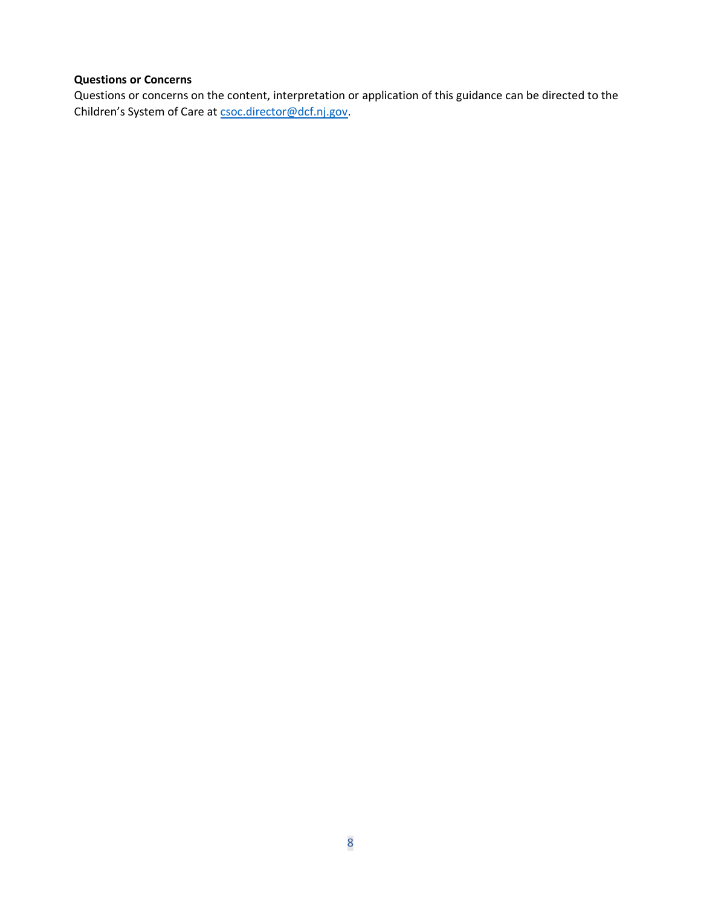**Questions or Concerns**

Questions or concerns on the content, interpretation or application of this guidance can be directed to the Children's System of Care at csoc.director@dcf.nj.gov.